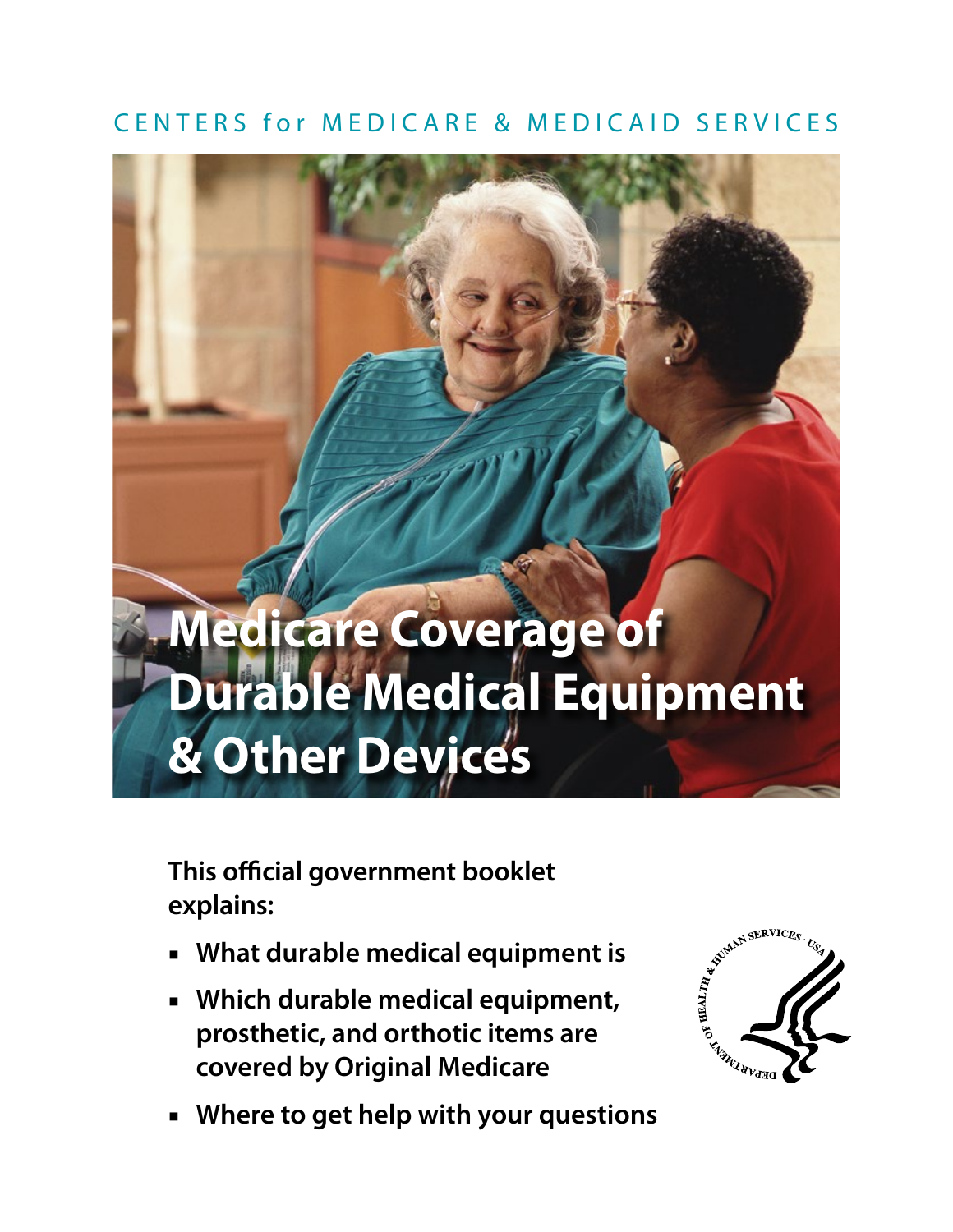CENTERS for MEDICARE & MEDICAID SERVICES

# Medicare Coverage of Durable Medical Equipment & Other Devices

**This official government booklet explains:**

- **What durable medical equipment is**
- **Which durable medical equipment, prosthetic, and orthotic items are covered by Original Medicare**
- **Where to get help with your questions**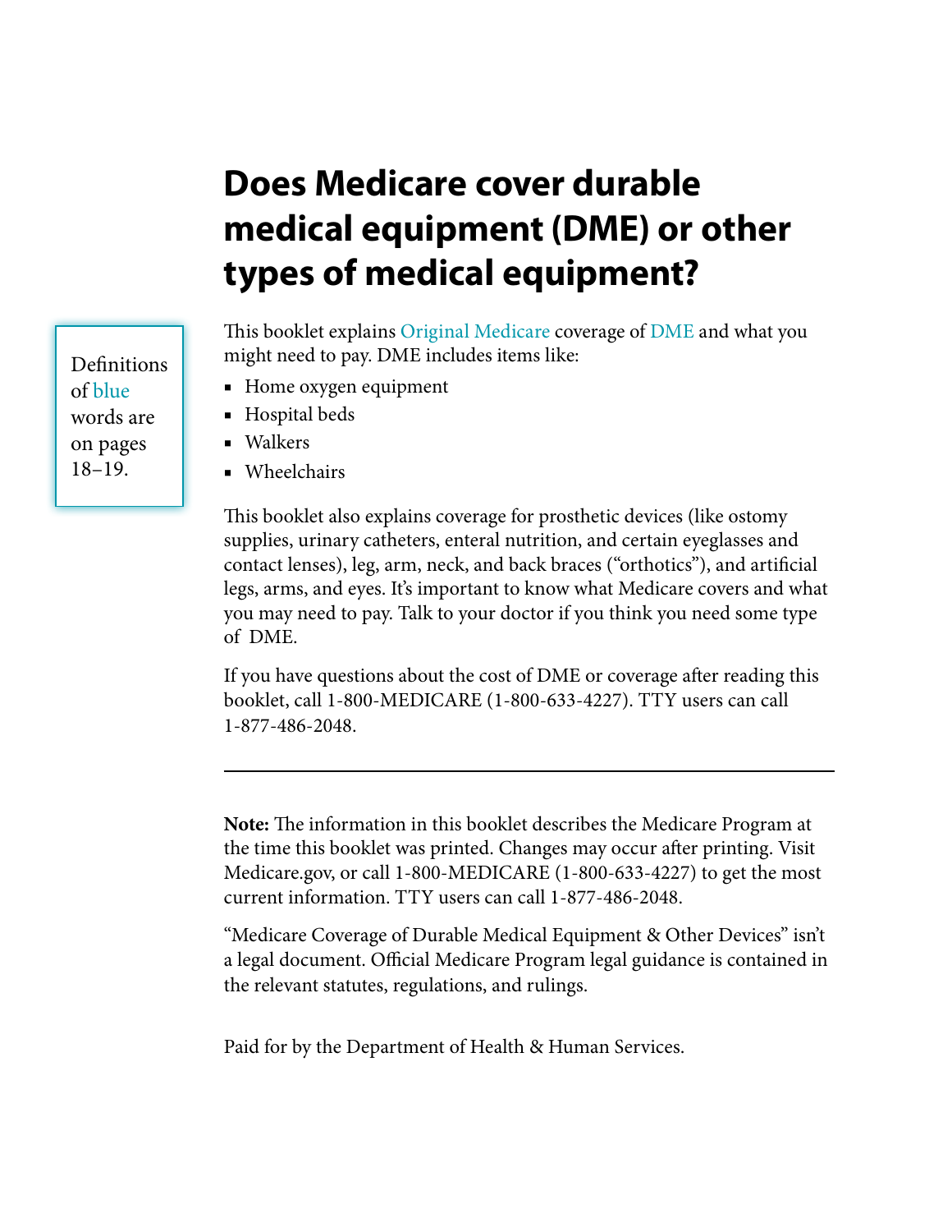# Does Medicare cover durable medical equipment (DME) or other types of medical equipment?

Definitions of blue words are on pages 18–19.

This booklet explains Original Medicare coverage of DME and what you might need to pay. DME includes items like:

- Home oxygen equipment
- Hospital beds
- Walkers
- Wheelchairs

This booklet also explains coverage for prosthetic devices (like ostomy supplies, urinary catheters, enteral nutrition, and certain eyeglasses and contact lenses), leg, arm, neck, and back braces ("orthotics"), and artificial legs, arms, and eyes. It's important to know what Medicare covers and what you may need to pay. Talk to your doctor if you think you need some type of DME.

If you have questions about the cost of DME or coverage after reading this booklet, call 1-800-MEDICARE (1-800-633-4227). TTY users can call 1-877-486-2048.

---

**Note:** The information in this booklet describes the Medicare Program at the time this booklet was printed. Changes may occur after printing. Visit Medicare.gov, or call 1-800-MEDICARE (1-800-633-4227) to get the most current information. TTY users can call 1-877-486-2048.

"Medicare Coverage of Durable Medical Equipment & Other Devices" isn't a legal document. Official Medicare Program legal guidance is contained in the relevant statutes, regulations, and rulings.

Paid for by the Department of Health & Human Services.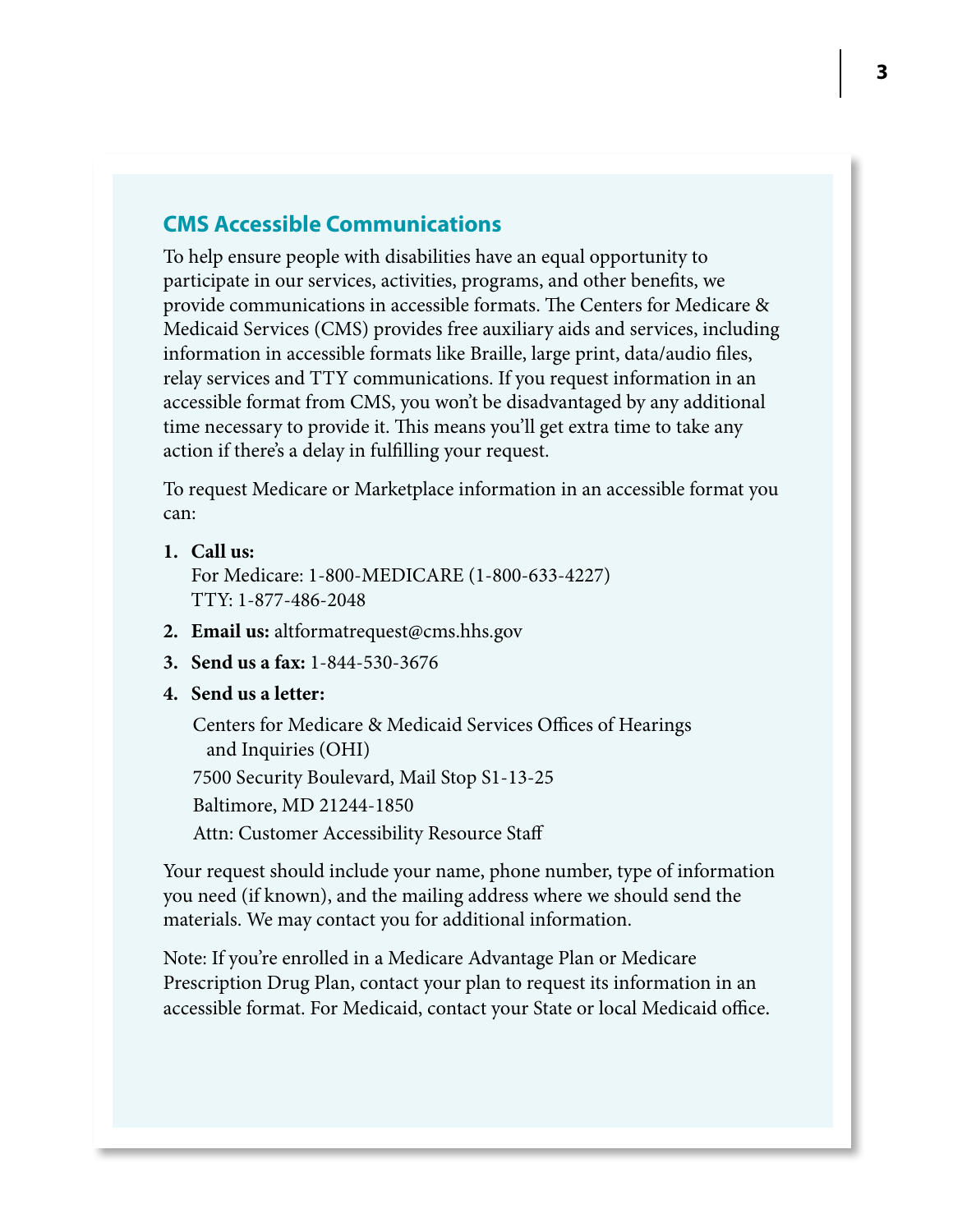## CMS Accessible Communications

To help ensure people with disabilities have an equal opportunity to participate in our services, activities, programs, and other benefits, we provide communications in accessible formats. The Centers for Medicare & Medicaid Services (CMS) provides free auxiliary aids and services, including information in accessible formats like Braille, large print, data/audio files, relay services and TTY communications. If you request information in an accessible format from CMS, you won't be disadvantaged by any additional time necessary to provide it. This means you'll get extra time to take any action if there's a delay in fulfilling your request.

To request Medicare or Marketplace information in an accessible format you can:

1. **Call us:**
   For Medicare: 1-800-MEDICARE (1-800-633-4227)
   TTY: 1-877-486-2048
2. **Email us:** altformatrequest@cms.hhs.gov
3. **Send us a fax:** 1-844-530-3676
4. **Send us a letter:**

   Centers for Medicare & Medicaid Services Offices of Hearings and Inquiries (OHI)
   7500 Security Boulevard, Mail Stop S1-13-25
   Baltimore, MD 21244-1850
   Attn: Customer Accessibility Resource Staff

Your request should include your name, phone number, type of information you need (if known), and the mailing address where we should send the materials. We may contact you for additional information.

Note: If you're enrolled in a Medicare Advantage Plan or Medicare Prescription Drug Plan, contact your plan to request its information in an accessible format. For Medicaid, contact your State or local Medicaid office.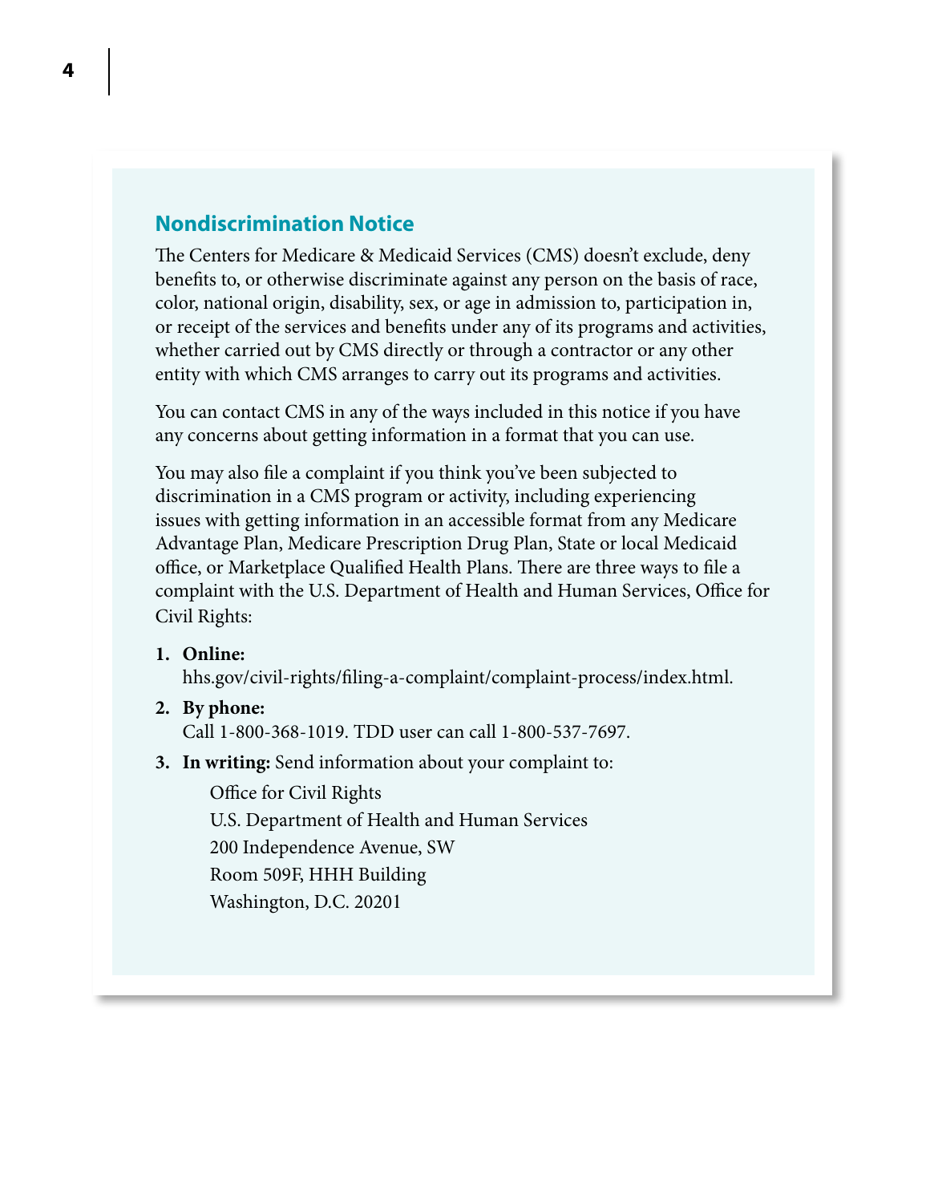## Nondiscrimination Notice

The Centers for Medicare & Medicaid Services (CMS) doesn't exclude, deny benefits to, or otherwise discriminate against any person on the basis of race, color, national origin, disability, sex, or age in admission to, participation in, or receipt of the services and benefits under any of its programs and activities, whether carried out by CMS directly or through a contractor or any other entity with which CMS arranges to carry out its programs and activities.

You can contact CMS in any of the ways included in this notice if you have any concerns about getting information in a format that you can use.

You may also file a complaint if you think you've been subjected to discrimination in a CMS program or activity, including experiencing issues with getting information in an accessible format from any Medicare Advantage Plan, Medicare Prescription Drug Plan, State or local Medicaid office, or Marketplace Qualified Health Plans. There are three ways to file a complaint with the U.S. Department of Health and Human Services, Office for Civil Rights:

1. **Online:**
   hhs.gov/civil-rights/filing-a-complaint/complaint-process/index.html.
2. **By phone:**
   Call 1-800-368-1019. TDD user can call 1-800-537-7697.
3. **In writing:** Send information about your complaint to:

   Office for Civil Rights
   U.S. Department of Health and Human Services
   200 Independence Avenue, SW
   Room 509F, HHH Building
   Washington, D.C. 20201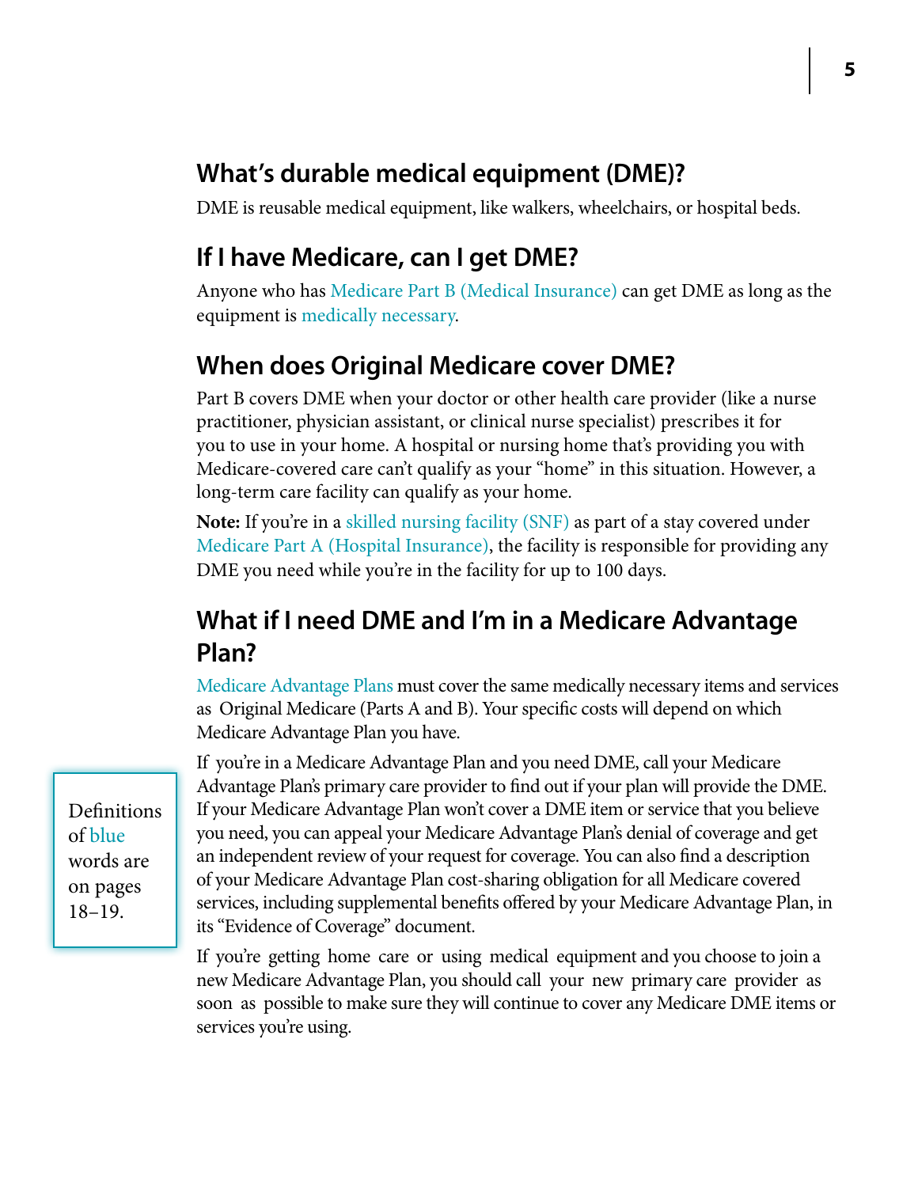## What's durable medical equipment (DME)?

DME is reusable medical equipment, like walkers, wheelchairs, or hospital beds.

## If I have Medicare, can I get DME?

Anyone who has Medicare Part B (Medical Insurance) can get DME as long as the equipment is medically necessary.

## When does Original Medicare cover DME?

Part B covers DME when your doctor or other health care provider (like a nurse practitioner, physician assistant, or clinical nurse specialist) prescribes it for you to use in your home. A hospital or nursing home that's providing you with Medicare-covered care can't qualify as your "home" in this situation. However, a long-term care facility can qualify as your home.

**Note:** If you're in a skilled nursing facility (SNF) as part of a stay covered under Medicare Part A (Hospital Insurance), the facility is responsible for providing any DME you need while you're in the facility for up to 100 days.

## What if I need DME and I'm in a Medicare Advantage Plan?

Medicare Advantage Plans must cover the same medically necessary items and services as Original Medicare (Parts A and B). Your specific costs will depend on which Medicare Advantage Plan you have.

If you're in a Medicare Advantage Plan and you need DME, call your Medicare Advantage Plan's primary care provider to find out if your plan will provide the DME. If your Medicare Advantage Plan won't cover a DME item or service that you believe you need, you can appeal your Medicare Advantage Plan's denial of coverage and get an independent review of your request for coverage. You can also find a description of your Medicare Advantage Plan cost-sharing obligation for all Medicare covered services, including supplemental benefits offered by your Medicare Advantage Plan, in its "Evidence of Coverage" document.

If you're getting home care or using medical equipment and you choose to join a new Medicare Advantage Plan, you should call your new primary care provider as soon as possible to make sure they will continue to cover any Medicare DME items or services you're using.

Definitions of blue words are on pages 18–19.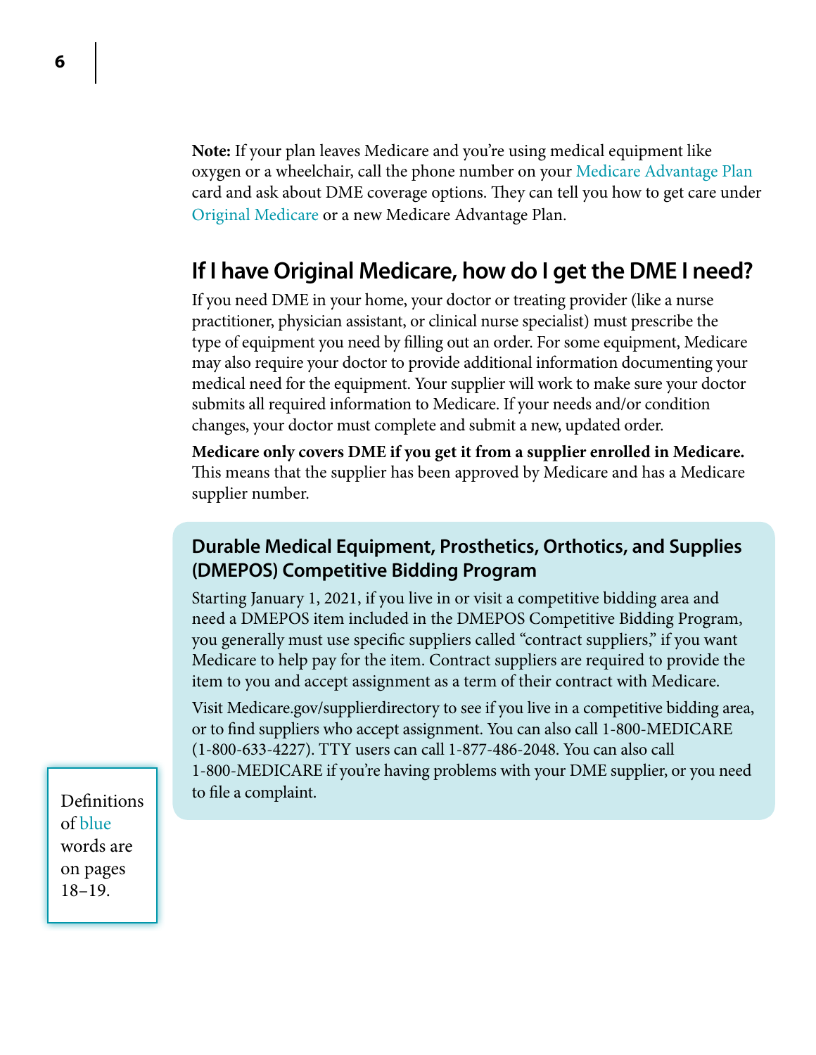**Note:** If your plan leaves Medicare and you're using medical equipment like oxygen or a wheelchair, call the phone number on your Medicare Advantage Plan card and ask about DME coverage options. They can tell you how to get care under Original Medicare or a new Medicare Advantage Plan.

## If I have Original Medicare, how do I get the DME I need?

If you need DME in your home, your doctor or treating provider (like a nurse practitioner, physician assistant, or clinical nurse specialist) must prescribe the type of equipment you need by filling out an order. For some equipment, Medicare may also require your doctor to provide additional information documenting your medical need for the equipment. Your supplier will work to make sure your doctor submits all required information to Medicare. If your needs and/or condition changes, your doctor must complete and submit a new, updated order.

**Medicare only covers DME if you get it from a supplier enrolled in Medicare.** This means that the supplier has been approved by Medicare and has a Medicare supplier number.

### Durable Medical Equipment, Prosthetics, Orthotics, and Supplies (DMEPOS) Competitive Bidding Program

Starting January 1, 2021, if you live in or visit a competitive bidding area and need a DMEPOS item included in the DMEPOS Competitive Bidding Program, you generally must use specific suppliers called "contract suppliers," if you want Medicare to help pay for the item. Contract suppliers are required to provide the item to you and accept assignment as a term of their contract with Medicare.

Visit Medicare.gov/supplierdirectory to see if you live in a competitive bidding area, or to find suppliers who accept assignment. You can also call 1-800-MEDICARE (1-800-633-4227). TTY users can call 1-877-486-2048. You can also call 1-800-MEDICARE if you're having problems with your DME supplier, or you need to file a complaint.

Definitions of blue words are on pages 18–19.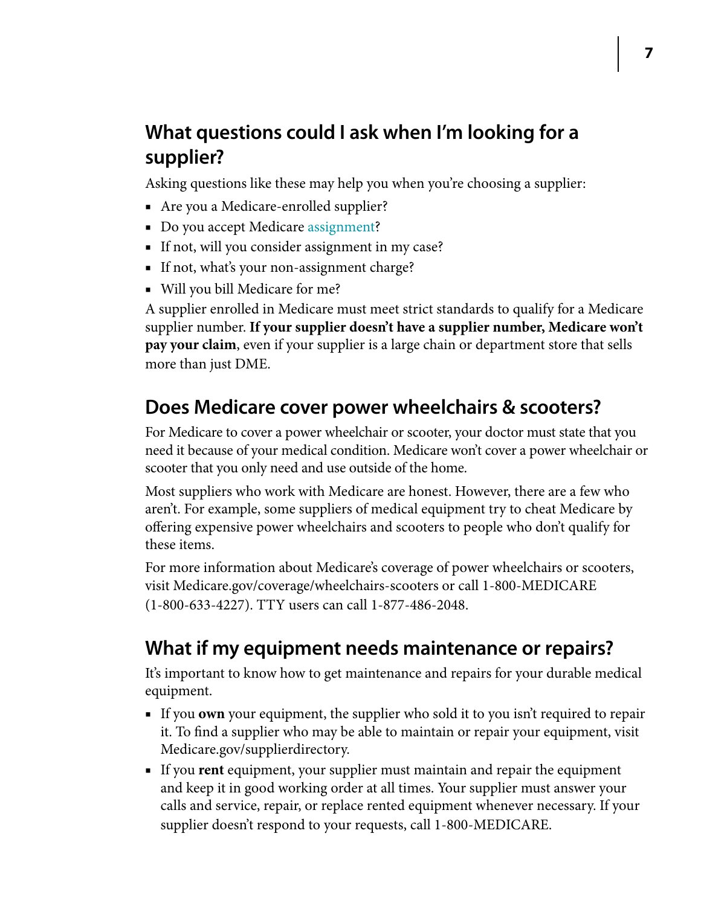## What questions could I ask when I'm looking for a supplier?

Asking questions like these may help you when you're choosing a supplier:

- Are you a Medicare-enrolled supplier?
- Do you accept Medicare assignment?
- If not, will you consider assignment in my case?
- If not, what's your non-assignment charge?
- Will you bill Medicare for me?

A supplier enrolled in Medicare must meet strict standards to qualify for a Medicare supplier number. **If your supplier doesn't have a supplier number, Medicare won't pay your claim**, even if your supplier is a large chain or department store that sells more than just DME.

## Does Medicare cover power wheelchairs & scooters?

For Medicare to cover a power wheelchair or scooter, your doctor must state that you need it because of your medical condition. Medicare won't cover a power wheelchair or scooter that you only need and use outside of the home.

Most suppliers who work with Medicare are honest. However, there are a few who aren't. For example, some suppliers of medical equipment try to cheat Medicare by offering expensive power wheelchairs and scooters to people who don't qualify for these items.

For more information about Medicare's coverage of power wheelchairs or scooters, visit Medicare.gov/coverage/wheelchairs-scooters or call 1-800-MEDICARE (1-800-633-4227). TTY users can call 1-877-486-2048.

## What if my equipment needs maintenance or repairs?

It's important to know how to get maintenance and repairs for your durable medical equipment.

- If you **own** your equipment, the supplier who sold it to you isn't required to repair it. To find a supplier who may be able to maintain or repair your equipment, visit Medicare.gov/supplierdirectory.
- If you **rent** equipment, your supplier must maintain and repair the equipment and keep it in good working order at all times. Your supplier must answer your calls and service, repair, or replace rented equipment whenever necessary. If your supplier doesn't respond to your requests, call 1-800-MEDICARE.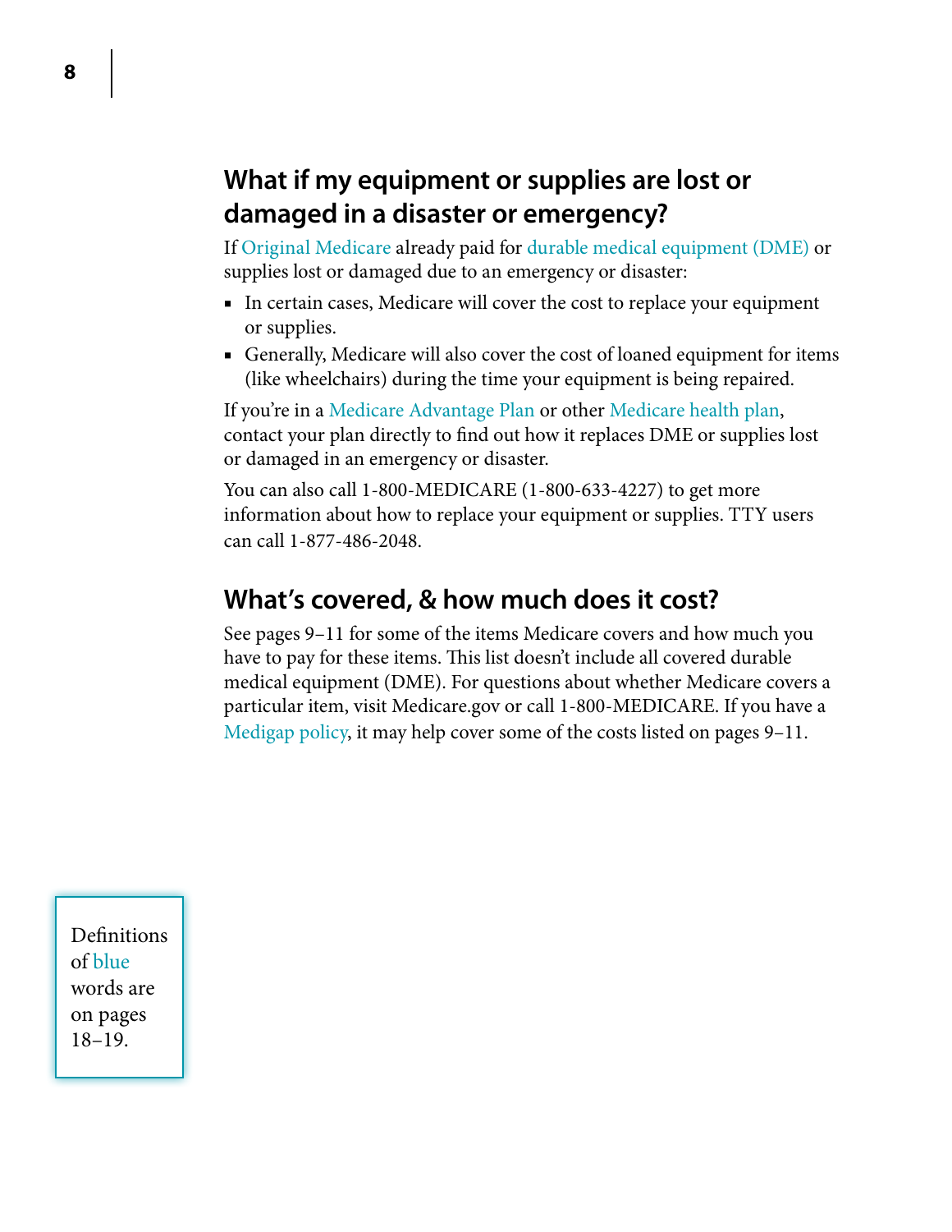## What if my equipment or supplies are lost or damaged in a disaster or emergency?

If Original Medicare already paid for durable medical equipment (DME) or supplies lost or damaged due to an emergency or disaster:

- In certain cases, Medicare will cover the cost to replace your equipment or supplies.
- Generally, Medicare will also cover the cost of loaned equipment for items (like wheelchairs) during the time your equipment is being repaired.

If you're in a Medicare Advantage Plan or other Medicare health plan, contact your plan directly to find out how it replaces DME or supplies lost or damaged in an emergency or disaster.

You can also call 1-800-MEDICARE (1-800-633-4227) to get more information about how to replace your equipment or supplies. TTY users can call 1-877-486-2048.

## What's covered, & how much does it cost?

See pages 9–11 for some of the items Medicare covers and how much you have to pay for these items. This list doesn't include all covered durable medical equipment (DME). For questions about whether Medicare covers a particular item, visit Medicare.gov or call 1-800-MEDICARE. If you have a Medigap policy, it may help cover some of the costs listed on pages 9–11.

Definitions of blue words are on pages 18–19.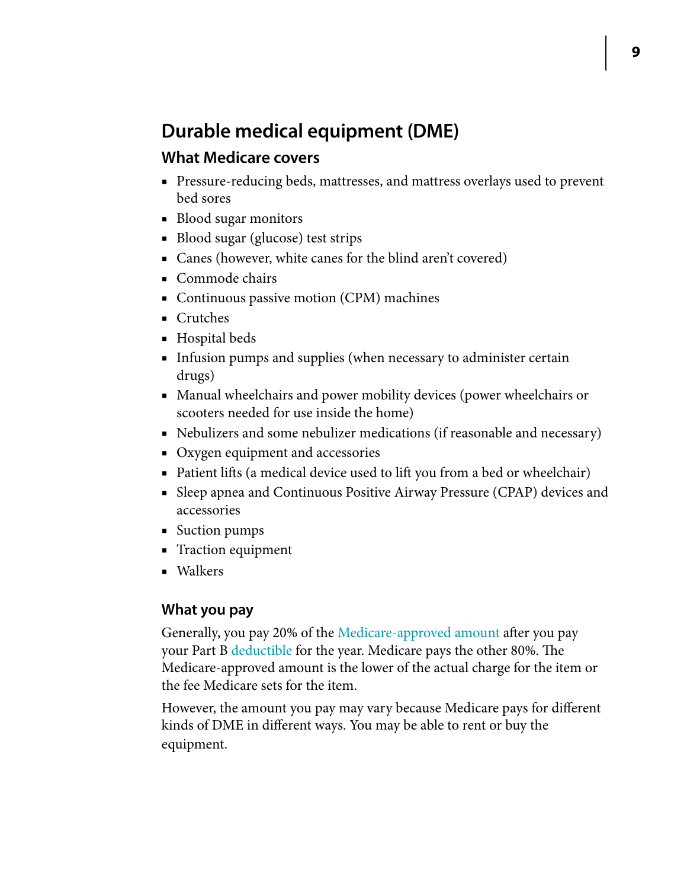## Durable medical equipment (DME)

### What Medicare covers

- Pressure-reducing beds, mattresses, and mattress overlays used to prevent bed sores
- Blood sugar monitors
- Blood sugar (glucose) test strips
- Canes (however, white canes for the blind aren't covered)
- Commode chairs
- Continuous passive motion (CPM) machines
- Crutches
- Hospital beds
- Infusion pumps and supplies (when necessary to administer certain drugs)
- Manual wheelchairs and power mobility devices (power wheelchairs or scooters needed for use inside the home)
- Nebulizers and some nebulizer medications (if reasonable and necessary)
- Oxygen equipment and accessories
- Patient lifts (a medical device used to lift you from a bed or wheelchair)
- Sleep apnea and Continuous Positive Airway Pressure (CPAP) devices and accessories
- Suction pumps
- Traction equipment
- Walkers

### What you pay

Generally, you pay 20% of the Medicare-approved amount after you pay your Part B deductible for the year. Medicare pays the other 80%. The Medicare-approved amount is the lower of the actual charge for the item or the fee Medicare sets for the item.

However, the amount you pay may vary because Medicare pays for different kinds of DME in different ways. You may be able to rent or buy the equipment.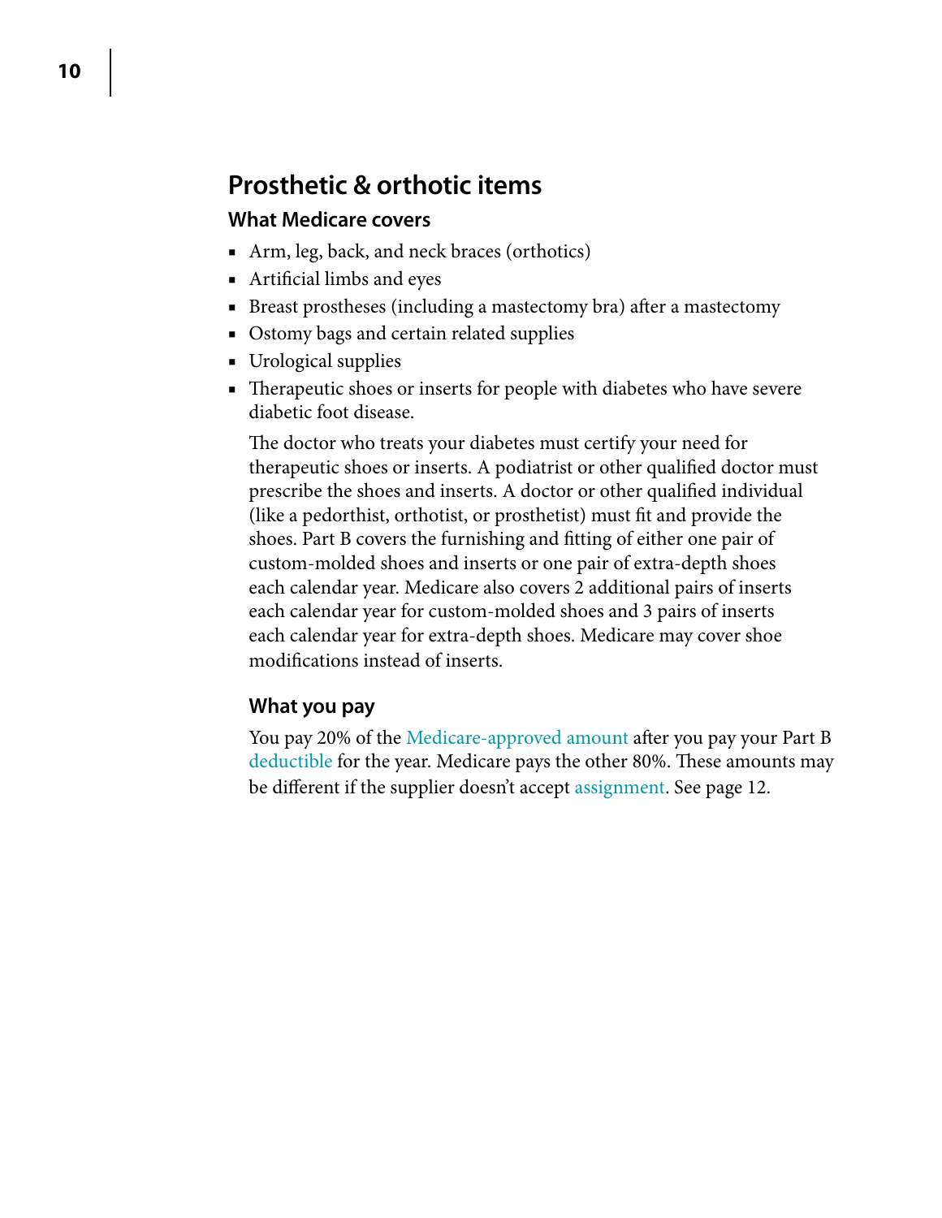## Prosthetic & orthotic items

### What Medicare covers

- Arm, leg, back, and neck braces (orthotics)
- Artificial limbs and eyes
- Breast prostheses (including a mastectomy bra) after a mastectomy
- Ostomy bags and certain related supplies
- Urological supplies
- Therapeutic shoes or inserts for people with diabetes who have severe diabetic foot disease.

  The doctor who treats your diabetes must certify your need for therapeutic shoes or inserts. A podiatrist or other qualified doctor must prescribe the shoes and inserts. A doctor or other qualified individual (like a pedorthist, orthotist, or prosthetist) must fit and provide the shoes. Part B covers the furnishing and fitting of either one pair of custom-molded shoes and inserts or one pair of extra-depth shoes each calendar year. Medicare also covers 2 additional pairs of inserts each calendar year for custom-molded shoes and 3 pairs of inserts each calendar year for extra-depth shoes. Medicare may cover shoe modifications instead of inserts.

### What you pay

You pay 20% of the Medicare-approved amount after you pay your Part B deductible for the year. Medicare pays the other 80%. These amounts may be different if the supplier doesn't accept assignment. See page 12.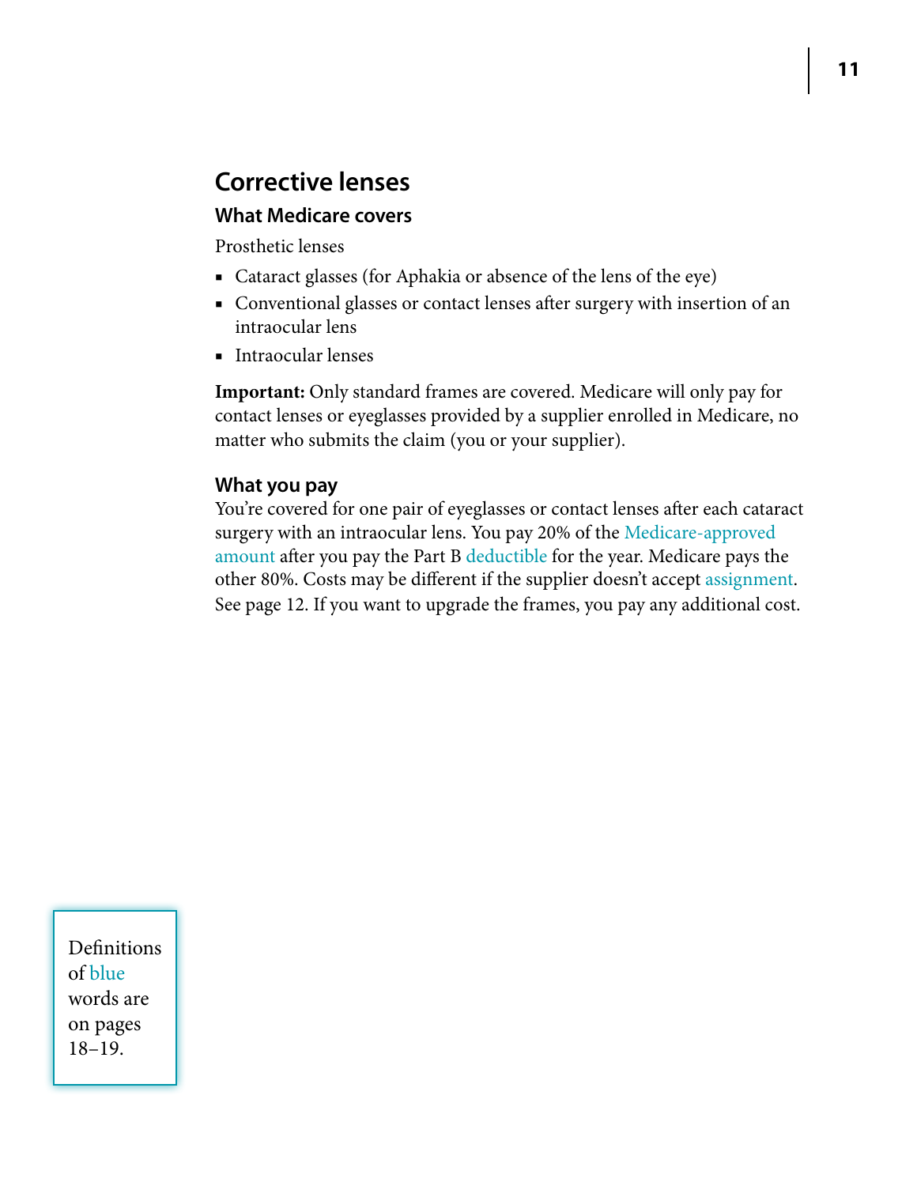## Corrective lenses

### What Medicare covers

Prosthetic lenses

- Cataract glasses (for Aphakia or absence of the lens of the eye)
- Conventional glasses or contact lenses after surgery with insertion of an intraocular lens
- Intraocular lenses

**Important:** Only standard frames are covered. Medicare will only pay for contact lenses or eyeglasses provided by a supplier enrolled in Medicare, no matter who submits the claim (you or your supplier).

### What you pay

You're covered for one pair of eyeglasses or contact lenses after each cataract surgery with an intraocular lens. You pay 20% of the Medicare-approved amount after you pay the Part B deductible for the year. Medicare pays the other 80%. Costs may be different if the supplier doesn't accept assignment. See page 12. If you want to upgrade the frames, you pay any additional cost.

Definitions of blue words are on pages 18–19.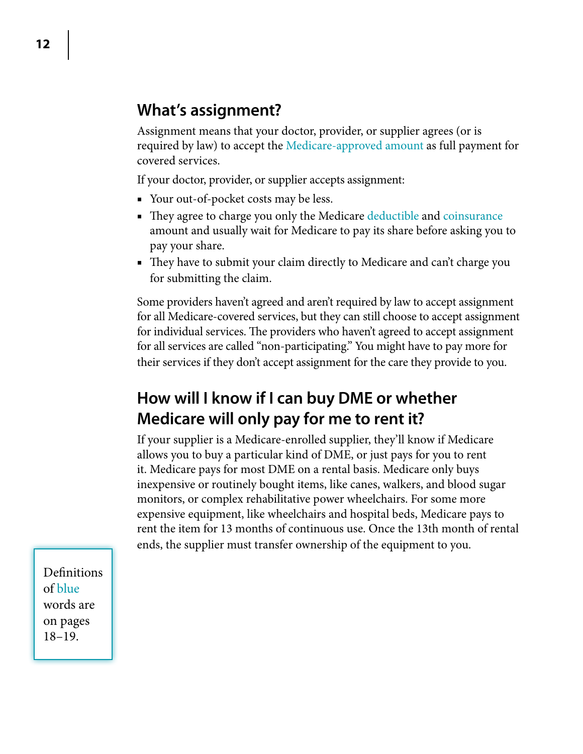## What's assignment?

Assignment means that your doctor, provider, or supplier agrees (or is required by law) to accept the Medicare-approved amount as full payment for covered services.

If your doctor, provider, or supplier accepts assignment:

- Your out-of-pocket costs may be less.
- They agree to charge you only the Medicare deductible and coinsurance amount and usually wait for Medicare to pay its share before asking you to pay your share.
- They have to submit your claim directly to Medicare and can't charge you for submitting the claim.

Some providers haven't agreed and aren't required by law to accept assignment for all Medicare-covered services, but they can still choose to accept assignment for individual services. The providers who haven't agreed to accept assignment for all services are called "non-participating." You might have to pay more for their services if they don't accept assignment for the care they provide to you.

## How will I know if I can buy DME or whether Medicare will only pay for me to rent it?

If your supplier is a Medicare-enrolled supplier, they'll know if Medicare allows you to buy a particular kind of DME, or just pays for you to rent it. Medicare pays for most DME on a rental basis. Medicare only buys inexpensive or routinely bought items, like canes, walkers, and blood sugar monitors, or complex rehabilitative power wheelchairs. For some more expensive equipment, like wheelchairs and hospital beds, Medicare pays to rent the item for 13 months of continuous use. Once the 13th month of rental ends, the supplier must transfer ownership of the equipment to you.

Definitions of blue words are on pages 18–19.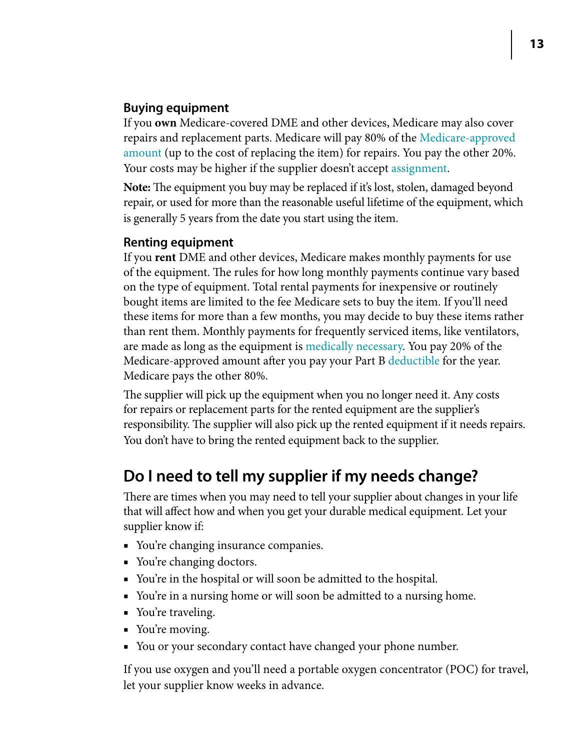### Buying equipment

If you **own** Medicare-covered DME and other devices, Medicare may also cover repairs and replacement parts. Medicare will pay 80% of the Medicare-approved amount (up to the cost of replacing the item) for repairs. You pay the other 20%. Your costs may be higher if the supplier doesn't accept assignment.

**Note:** The equipment you buy may be replaced if it's lost, stolen, damaged beyond repair, or used for more than the reasonable useful lifetime of the equipment, which is generally 5 years from the date you start using the item.

### Renting equipment

If you **rent** DME and other devices, Medicare makes monthly payments for use of the equipment. The rules for how long monthly payments continue vary based on the type of equipment. Total rental payments for inexpensive or routinely bought items are limited to the fee Medicare sets to buy the item. If you'll need these items for more than a few months, you may decide to buy these items rather than rent them. Monthly payments for frequently serviced items, like ventilators, are made as long as the equipment is medically necessary. You pay 20% of the Medicare-approved amount after you pay your Part B deductible for the year. Medicare pays the other 80%.

The supplier will pick up the equipment when you no longer need it. Any costs for repairs or replacement parts for the rented equipment are the supplier's responsibility. The supplier will also pick up the rented equipment if it needs repairs. You don't have to bring the rented equipment back to the supplier.

## Do I need to tell my supplier if my needs change?

There are times when you may need to tell your supplier about changes in your life that will affect how and when you get your durable medical equipment. Let your supplier know if:

- You're changing insurance companies.
- You're changing doctors.
- You're in the hospital or will soon be admitted to the hospital.
- You're in a nursing home or will soon be admitted to a nursing home.
- You're traveling.
- You're moving.
- You or your secondary contact have changed your phone number.

If you use oxygen and you'll need a portable oxygen concentrator (POC) for travel, let your supplier know weeks in advance.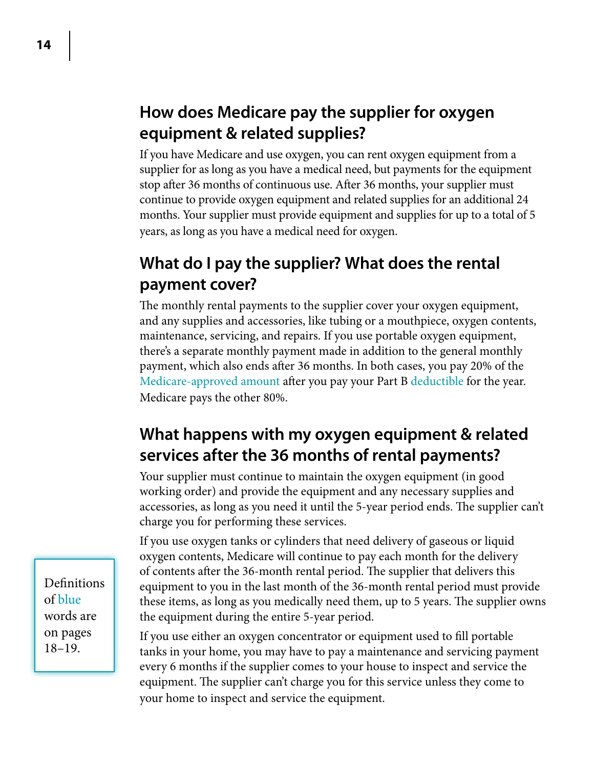## How does Medicare pay the supplier for oxygen equipment & related supplies?

If you have Medicare and use oxygen, you can rent oxygen equipment from a supplier for as long as you have a medical need, but payments for the equipment stop after 36 months of continuous use. After 36 months, your supplier must continue to provide oxygen equipment and related supplies for an additional 24 months. Your supplier must provide equipment and supplies for up to a total of 5 years, as long as you have a medical need for oxygen.

## What do I pay the supplier? What does the rental payment cover?

The monthly rental payments to the supplier cover your oxygen equipment, and any supplies and accessories, like tubing or a mouthpiece, oxygen contents, maintenance, servicing, and repairs. If you use portable oxygen equipment, there's a separate monthly payment made in addition to the general monthly payment, which also ends after 36 months. In both cases, you pay 20% of the Medicare-approved amount after you pay your Part B deductible for the year. Medicare pays the other 80%.

## What happens with my oxygen equipment & related services after the 36 months of rental payments?

Your supplier must continue to maintain the oxygen equipment (in good working order) and provide the equipment and any necessary supplies and accessories, as long as you need it until the 5-year period ends. The supplier can't charge you for performing these services.

If you use oxygen tanks or cylinders that need delivery of gaseous or liquid oxygen contents, Medicare will continue to pay each month for the delivery of contents after the 36-month rental period. The supplier that delivers this equipment to you in the last month of the 36-month rental period must provide these items, as long as you medically need them, up to 5 years. The supplier owns the equipment during the entire 5-year period.

If you use either an oxygen concentrator or equipment used to fill portable tanks in your home, you may have to pay a maintenance and servicing payment every 6 months if the supplier comes to your house to inspect and service the equipment. The supplier can't charge you for this service unless they come to your home to inspect and service the equipment.

Definitions of blue words are on pages 18–19.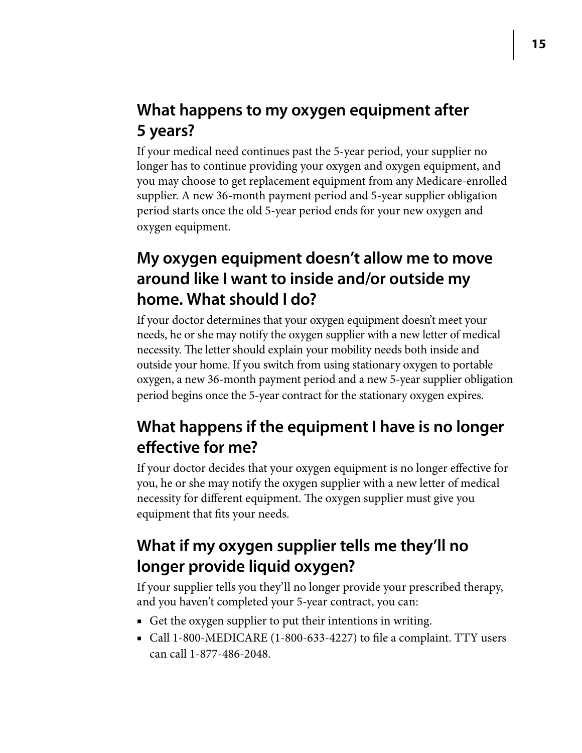## What happens to my oxygen equipment after 5 years?

If your medical need continues past the 5-year period, your supplier no longer has to continue providing your oxygen and oxygen equipment, and you may choose to get replacement equipment from any Medicare-enrolled supplier. A new 36-month payment period and 5-year supplier obligation period starts once the old 5-year period ends for your new oxygen and oxygen equipment.

## My oxygen equipment doesn't allow me to move around like I want to inside and/or outside my home. What should I do?

If your doctor determines that your oxygen equipment doesn't meet your needs, he or she may notify the oxygen supplier with a new letter of medical necessity. The letter should explain your mobility needs both inside and outside your home. If you switch from using stationary oxygen to portable oxygen, a new 36-month payment period and a new 5-year supplier obligation period begins once the 5-year contract for the stationary oxygen expires.

## What happens if the equipment I have is no longer effective for me?

If your doctor decides that your oxygen equipment is no longer effective for you, he or she may notify the oxygen supplier with a new letter of medical necessity for different equipment. The oxygen supplier must give you equipment that fits your needs.

## What if my oxygen supplier tells me they'll no longer provide liquid oxygen?

If your supplier tells you they'll no longer provide your prescribed therapy, and you haven't completed your 5-year contract, you can:

- Get the oxygen supplier to put their intentions in writing.
- Call 1-800-MEDICARE (1-800-633-4227) to file a complaint. TTY users can call 1-877-486-2048.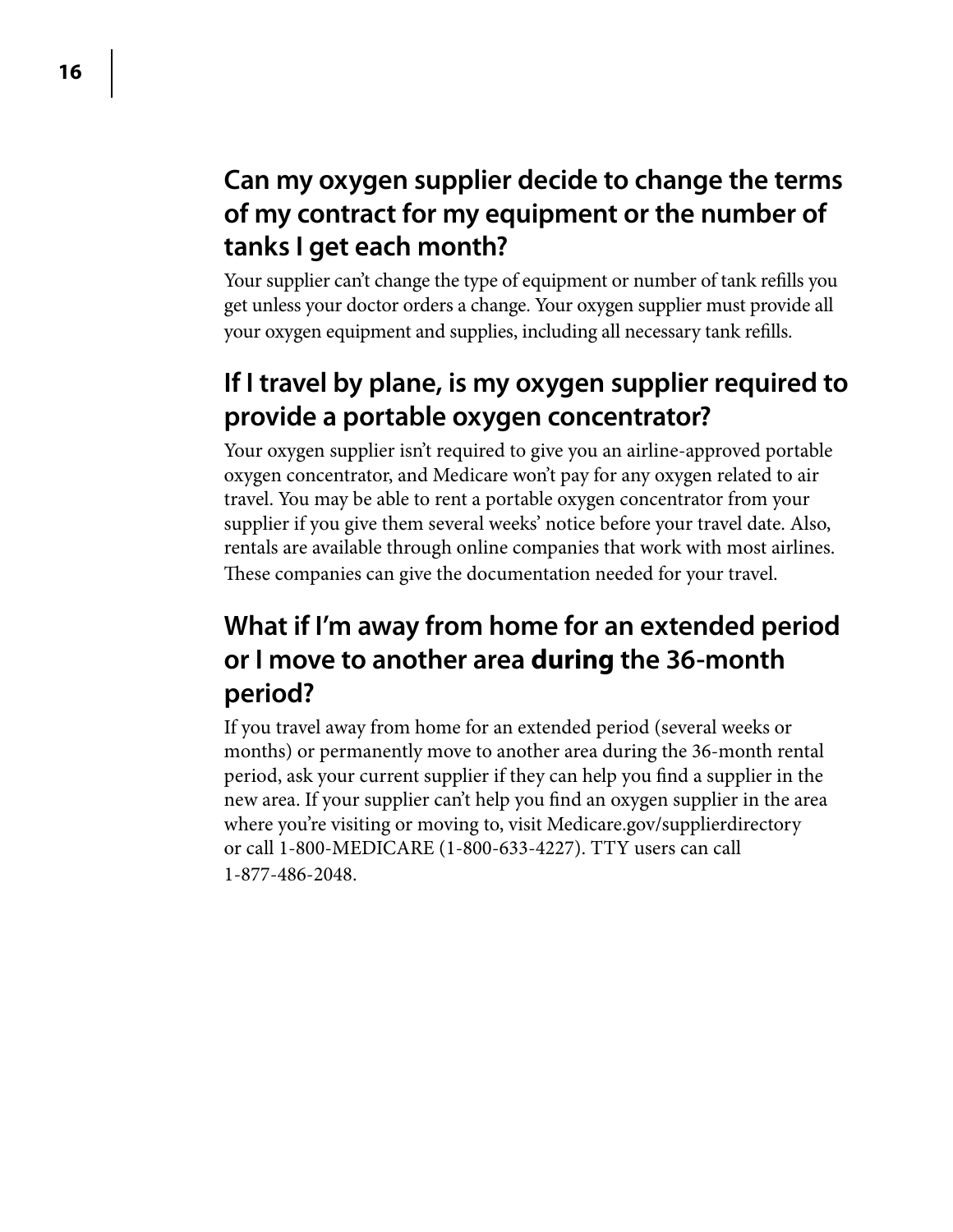## Can my oxygen supplier decide to change the terms of my contract for my equipment or the number of tanks I get each month?

Your supplier can't change the type of equipment or number of tank refills you get unless your doctor orders a change. Your oxygen supplier must provide all your oxygen equipment and supplies, including all necessary tank refills.

## If I travel by plane, is my oxygen supplier required to provide a portable oxygen concentrator?

Your oxygen supplier isn't required to give you an airline-approved portable oxygen concentrator, and Medicare won't pay for any oxygen related to air travel. You may be able to rent a portable oxygen concentrator from your supplier if you give them several weeks' notice before your travel date. Also, rentals are available through online companies that work with most airlines. These companies can give the documentation needed for your travel.

## What if I'm away from home for an extended period or I move to another area **during** the 36-month period?

If you travel away from home for an extended period (several weeks or months) or permanently move to another area during the 36-month rental period, ask your current supplier if they can help you find a supplier in the new area. If your supplier can't help you find an oxygen supplier in the area where you're visiting or moving to, visit Medicare.gov/supplierdirectory or call 1-800-MEDICARE (1-800-633-4227). TTY users can call 1-877-486-2048.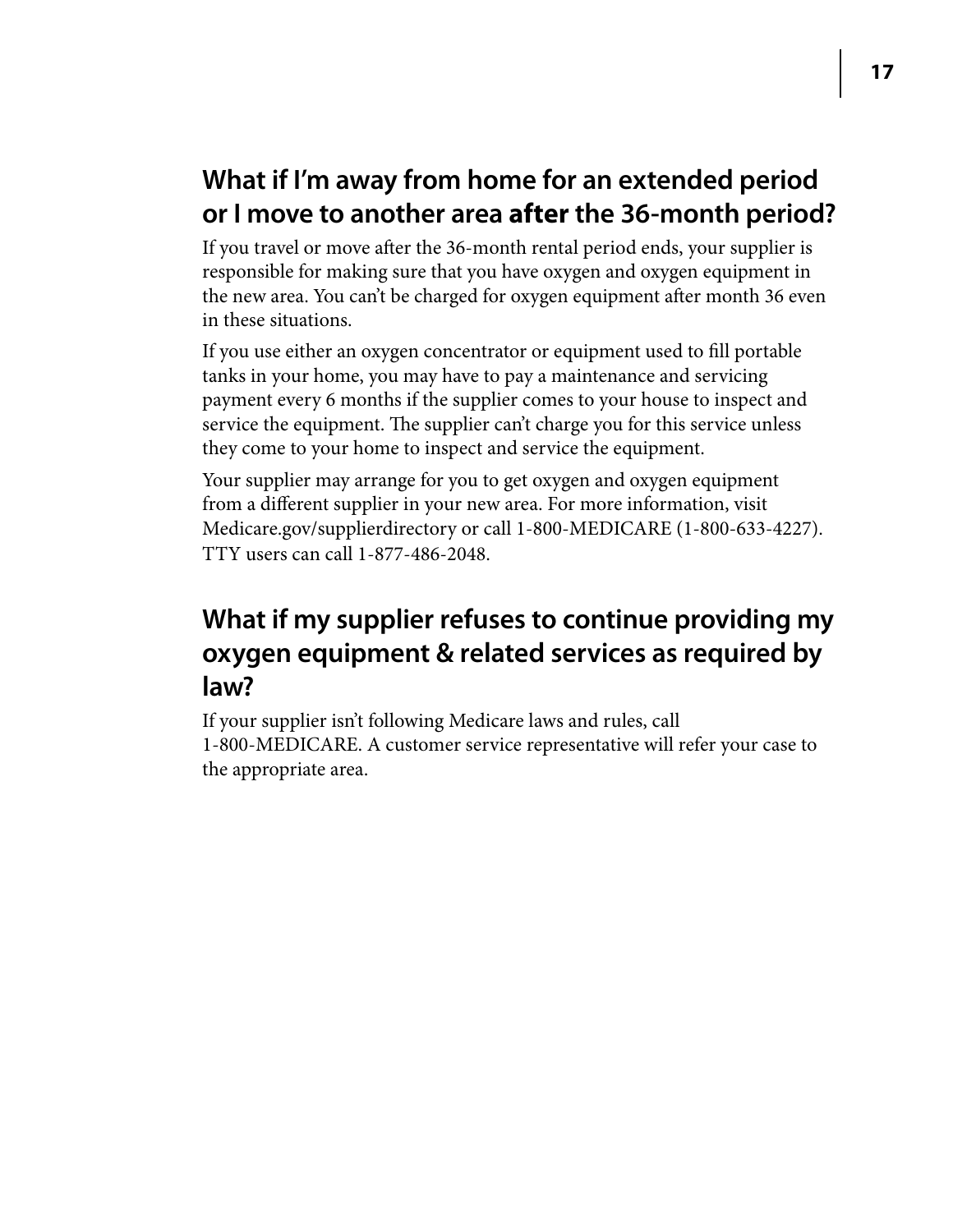## What if I'm away from home for an extended period or I move to another area **after** the 36-month period?

If you travel or move after the 36-month rental period ends, your supplier is responsible for making sure that you have oxygen and oxygen equipment in the new area. You can't be charged for oxygen equipment after month 36 even in these situations.

If you use either an oxygen concentrator or equipment used to fill portable tanks in your home, you may have to pay a maintenance and servicing payment every 6 months if the supplier comes to your house to inspect and service the equipment. The supplier can't charge you for this service unless they come to your home to inspect and service the equipment.

Your supplier may arrange for you to get oxygen and oxygen equipment from a different supplier in your new area. For more information, visit Medicare.gov/supplierdirectory or call 1-800-MEDICARE (1-800-633-4227). TTY users can call 1-877-486-2048.

## What if my supplier refuses to continue providing my oxygen equipment & related services as required by law?

If your supplier isn't following Medicare laws and rules, call 1-800-MEDICARE. A customer service representative will refer your case to the appropriate area.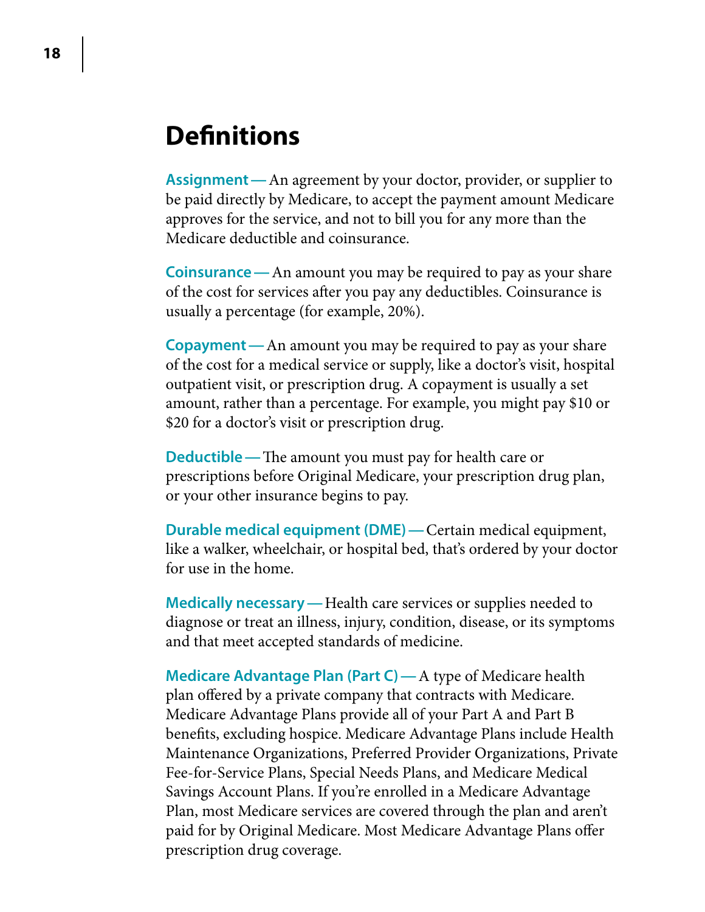# Definitions

**Assignment —** An agreement by your doctor, provider, or supplier to be paid directly by Medicare, to accept the payment amount Medicare approves for the service, and not to bill you for any more than the Medicare deductible and coinsurance.

**Coinsurance —** An amount you may be required to pay as your share of the cost for services after you pay any deductibles. Coinsurance is usually a percentage (for example, 20%).

**Copayment —** An amount you may be required to pay as your share of the cost for a medical service or supply, like a doctor's visit, hospital outpatient visit, or prescription drug. A copayment is usually a set amount, rather than a percentage. For example, you might pay $10 or $20 for a doctor's visit or prescription drug.

**Deductible —** The amount you must pay for health care or prescriptions before Original Medicare, your prescription drug plan, or your other insurance begins to pay.

**Durable medical equipment (DME) —** Certain medical equipment, like a walker, wheelchair, or hospital bed, that's ordered by your doctor for use in the home.

**Medically necessary —** Health care services or supplies needed to diagnose or treat an illness, injury, condition, disease, or its symptoms and that meet accepted standards of medicine.

**Medicare Advantage Plan (Part C) —** A type of Medicare health plan offered by a private company that contracts with Medicare. Medicare Advantage Plans provide all of your Part A and Part B benefits, excluding hospice. Medicare Advantage Plans include Health Maintenance Organizations, Preferred Provider Organizations, Private Fee-for-Service Plans, Special Needs Plans, and Medicare Medical Savings Account Plans. If you're enrolled in a Medicare Advantage Plan, most Medicare services are covered through the plan and aren't paid for by Original Medicare. Most Medicare Advantage Plans offer prescription drug coverage.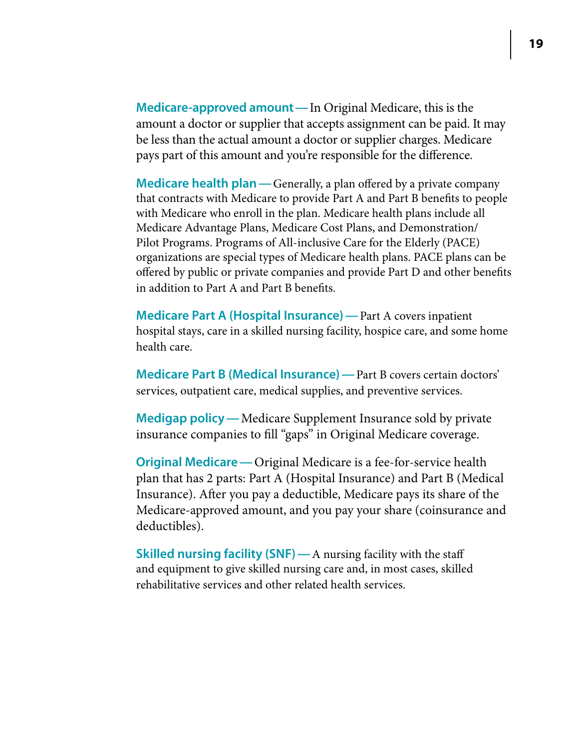**Medicare-approved amount** — In Original Medicare, this is the amount a doctor or supplier that accepts assignment can be paid. It may be less than the actual amount a doctor or supplier charges. Medicare pays part of this amount and you're responsible for the difference.

**Medicare health plan** — Generally, a plan offered by a private company that contracts with Medicare to provide Part A and Part B benefits to people with Medicare who enroll in the plan. Medicare health plans include all Medicare Advantage Plans, Medicare Cost Plans, and Demonstration/Pilot Programs. Programs of All-inclusive Care for the Elderly (PACE) organizations are special types of Medicare health plans. PACE plans can be offered by public or private companies and provide Part D and other benefits in addition to Part A and Part B benefits.

**Medicare Part A (Hospital Insurance)** — Part A covers inpatient hospital stays, care in a skilled nursing facility, hospice care, and some home health care.

**Medicare Part B (Medical Insurance)** — Part B covers certain doctors' services, outpatient care, medical supplies, and preventive services.

**Medigap policy** — Medicare Supplement Insurance sold by private insurance companies to fill "gaps" in Original Medicare coverage.

**Original Medicare** — Original Medicare is a fee-for-service health plan that has 2 parts: Part A (Hospital Insurance) and Part B (Medical Insurance). After you pay a deductible, Medicare pays its share of the Medicare-approved amount, and you pay your share (coinsurance and deductibles).

**Skilled nursing facility (SNF)** — A nursing facility with the staff and equipment to give skilled nursing care and, in most cases, skilled rehabilitative services and other related health services.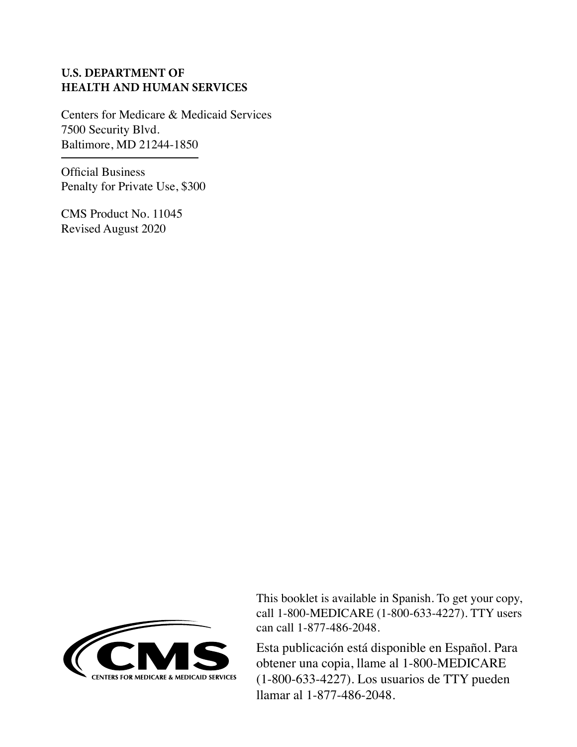**U.S. DEPARTMENT OF**
**HEALTH AND HUMAN SERVICES**

Centers for Medicare & Medicaid Services
7500 Security Blvd.
Baltimore, MD 21244-1850

---

Official Business
Penalty for Private Use, $300

CMS Product No. 11045
Revised August 2020

CMS
CENTERS FOR MEDICARE & MEDICAID SERVICES

This booklet is available in Spanish. To get your copy, call 1-800-MEDICARE (1-800-633-4227). TTY users can call 1-877-486-2048.

Esta publicación está disponible en Español. Para obtener una copia, llame al 1-800-MEDICARE (1-800-633-4227). Los usuarios de TTY pueden llamar al 1-877-486-2048.